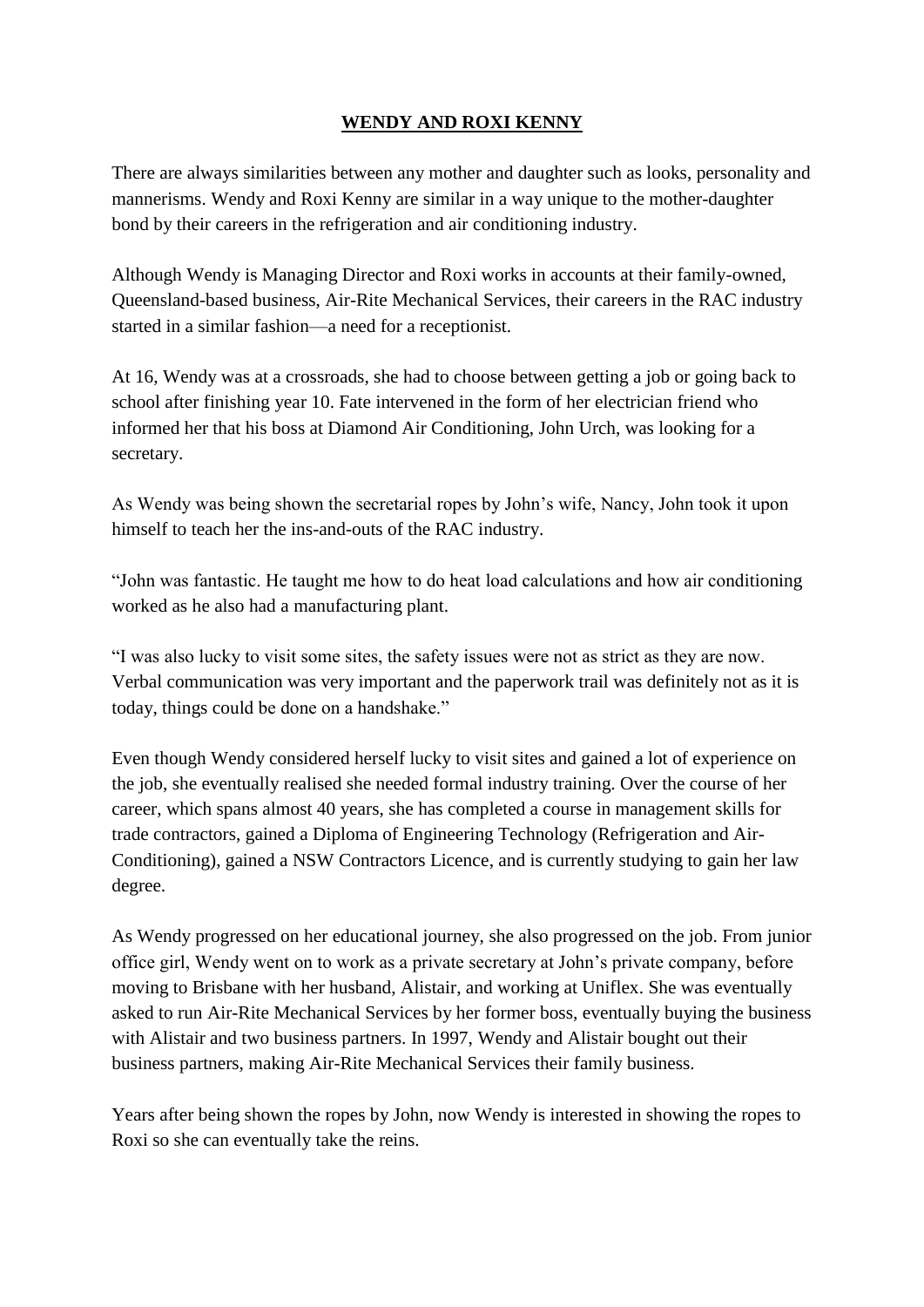# WENDY AND ROXI KENNY

There are always similarities between any mother and daughter such as looks, personality and mannerisms. Wendy and Roxi Kenny are similar in a way unique to the mother-daughter bond by their careers in the refrigeration and air conditioning industry.

Although Wendy is Managing Director and Roxi works in accounts at their family-owned, Queensland-based business, Air-Rite Mechanical Services, their careers in the RAC industry started in a similar fashion—a need for a receptionist.

At 16, Wendy was at a crossroads, she had to choose between getting a job or going back to school after finishing year 10. Fate intervened in the form of her electrician friend who informed her that his boss at Diamond Air Conditioning, John Urch, was looking for a secretary.

As Wendy was being shown the secretarial ropes by John's wife, Nancy, John took it upon himself to teach her the ins-and-outs of the RAC industry.

"John was fantastic. He taught me how to do heat load calculations and how air conditioning worked as he also had a manufacturing plant.

"I was also lucky to visit some sites, the safety issues were not as strict as they are now. Verbal communication was very important and the paperwork trail was definitely not as it is today, things could be done on a handshake."

Even though Wendy considered herself lucky to visit sites and gained a lot of experience on the job, she eventually realised she needed formal industry training. Over the course of her career, which spans almost 40 years, she has completed a course in management skills for trade contractors, gained a Diploma of Engineering Technology (Refrigeration and Air-Conditioning), gained a NSW Contractors Licence, and is currently studying to gain her law degree.

As Wendy progressed on her educational journey, she also progressed on the job. From junior office girl, Wendy went on to work as a private secretary at John's private company, before moving to Brisbane with her husband, Alistair, and working at Uniflex. She was eventually asked to run Air-Rite Mechanical Services by her former boss, eventually buying the business with Alistair and two business partners. In 1997, Wendy and Alistair bought out their business partners, making Air-Rite Mechanical Services their family business.

Years after being shown the ropes by John, now Wendy is interested in showing the ropes to Roxi so she can eventually take the reins.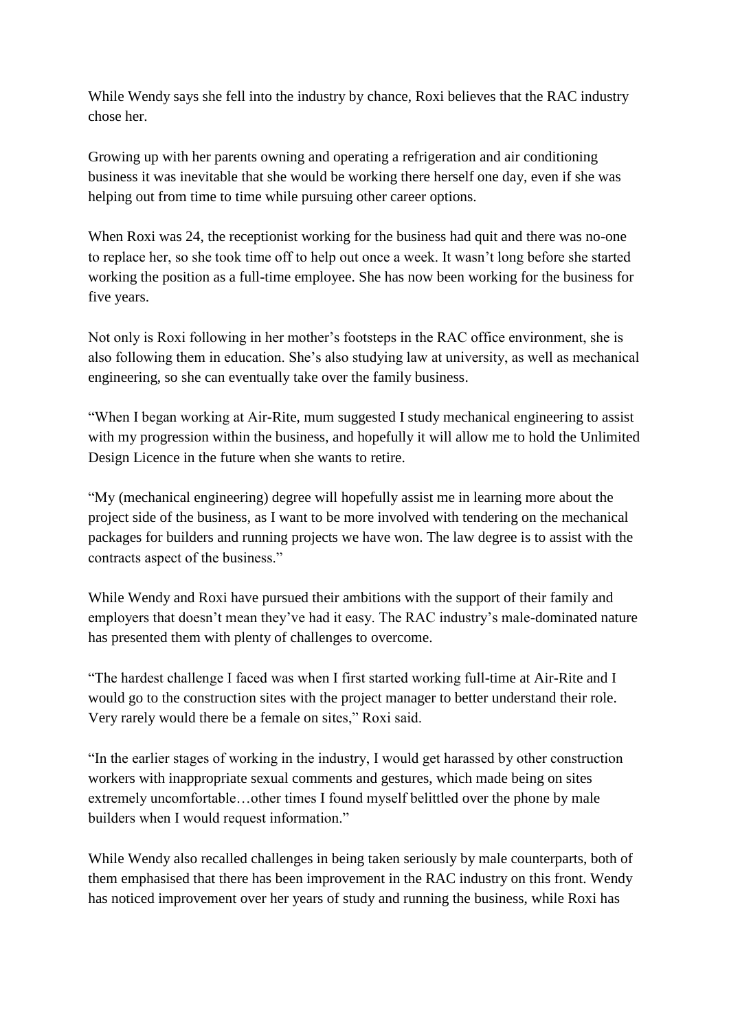While Wendy says she fell into the industry by chance, Roxi believes that the RAC industry chose her.

Growing up with her parents owning and operating a refrigeration and air conditioning business it was inevitable that she would be working there herself one day, even if she was helping out from time to time while pursuing other career options.

When Roxi was 24, the receptionist working for the business had quit and there was no-one to replace her, so she took time off to help out once a week. It wasn't long before she started working the position as a full-time employee. She has now been working for the business for five years.

Not only is Roxi following in her mother's footsteps in the RAC office environment, she is also following them in education. She's also studying law at university, as well as mechanical engineering, so she can eventually take over the family business.

"When I began working at Air-Rite, mum suggested I study mechanical engineering to assist with my progression within the business, and hopefully it will allow me to hold the Unlimited Design Licence in the future when she wants to retire.

"My (mechanical engineering) degree will hopefully assist me in learning more about the project side of the business, as I want to be more involved with tendering on the mechanical packages for builders and running projects we have won. The law degree is to assist with the contracts aspect of the business."

While Wendy and Roxi have pursued their ambitions with the support of their family and employers that doesn't mean they've had it easy. The RAC industry's male-dominated nature has presented them with plenty of challenges to overcome.

"The hardest challenge I faced was when I first started working full-time at Air-Rite and I would go to the construction sites with the project manager to better understand their role. Very rarely would there be a female on sites," Roxi said.

"In the earlier stages of working in the industry, I would get harassed by other construction workers with inappropriate sexual comments and gestures, which made being on sites extremely uncomfortable…other times I found myself belittled over the phone by male builders when I would request information."

While Wendy also recalled challenges in being taken seriously by male counterparts, both of them emphasised that there has been improvement in the RAC industry on this front. Wendy has noticed improvement over her years of study and running the business, while Roxi has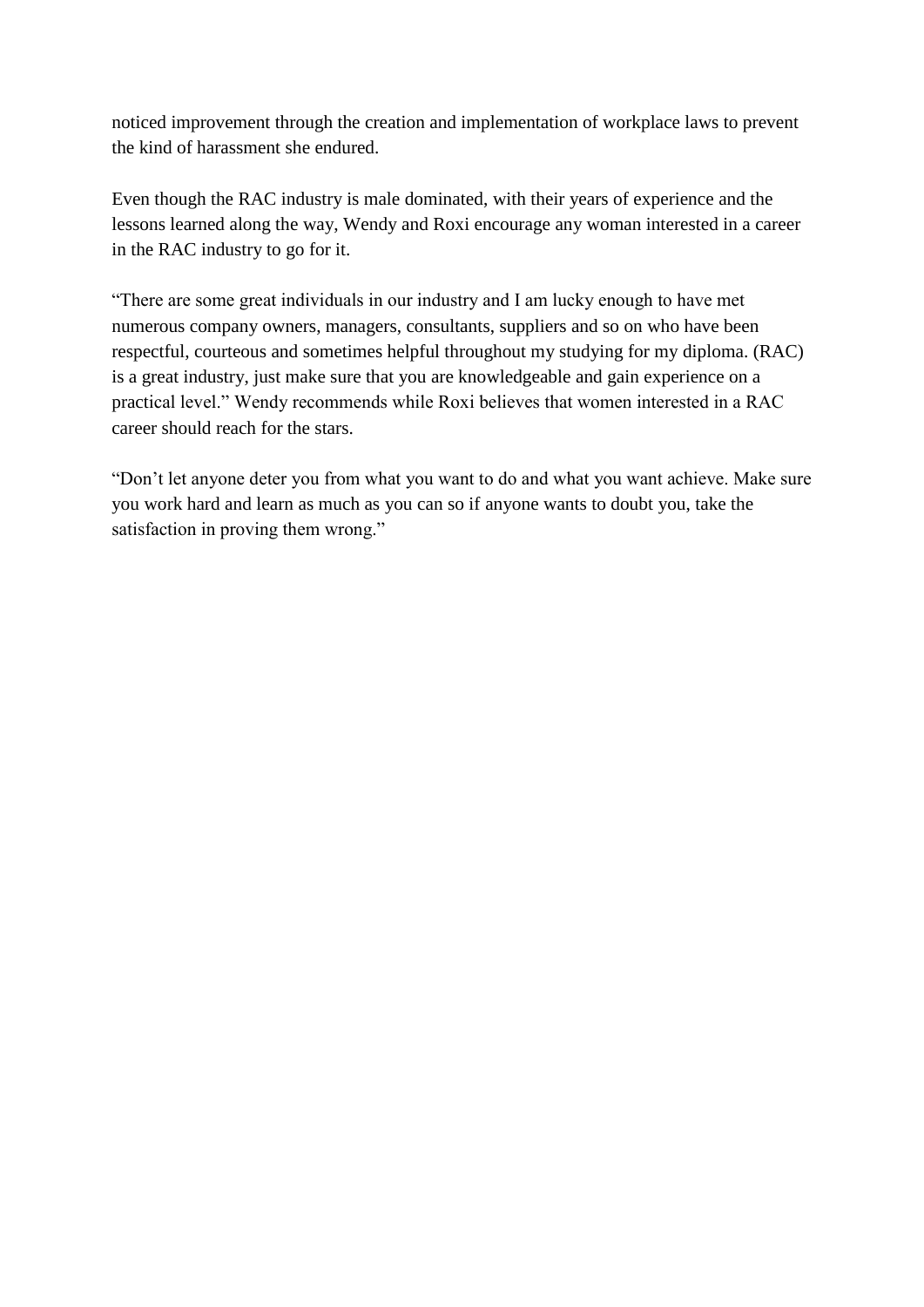noticed improvement through the creation and implementation of workplace laws to prevent the kind of harassment she endured.

Even though the RAC industry is male dominated, with their years of experience and the lessons learned along the way, Wendy and Roxi encourage any woman interested in a career in the RAC industry to go for it.

“There are some great individuals in our industry and I am lucky enough to have met numerous company owners, managers, consultants, suppliers and so on who have been respectful, courteous and sometimes helpful throughout my studying for my diploma. (RAC) is a great industry, just make sure that you are knowledgeable and gain experience on a practical level.” Wendy recommends while Roxi believes that women interested in a RAC career should reach for the stars.

“Don’t let anyone deter you from what you want to do and what you want achieve. Make sure you work hard and learn as much as you can so if anyone wants to doubt you, take the satisfaction in proving them wrong.”